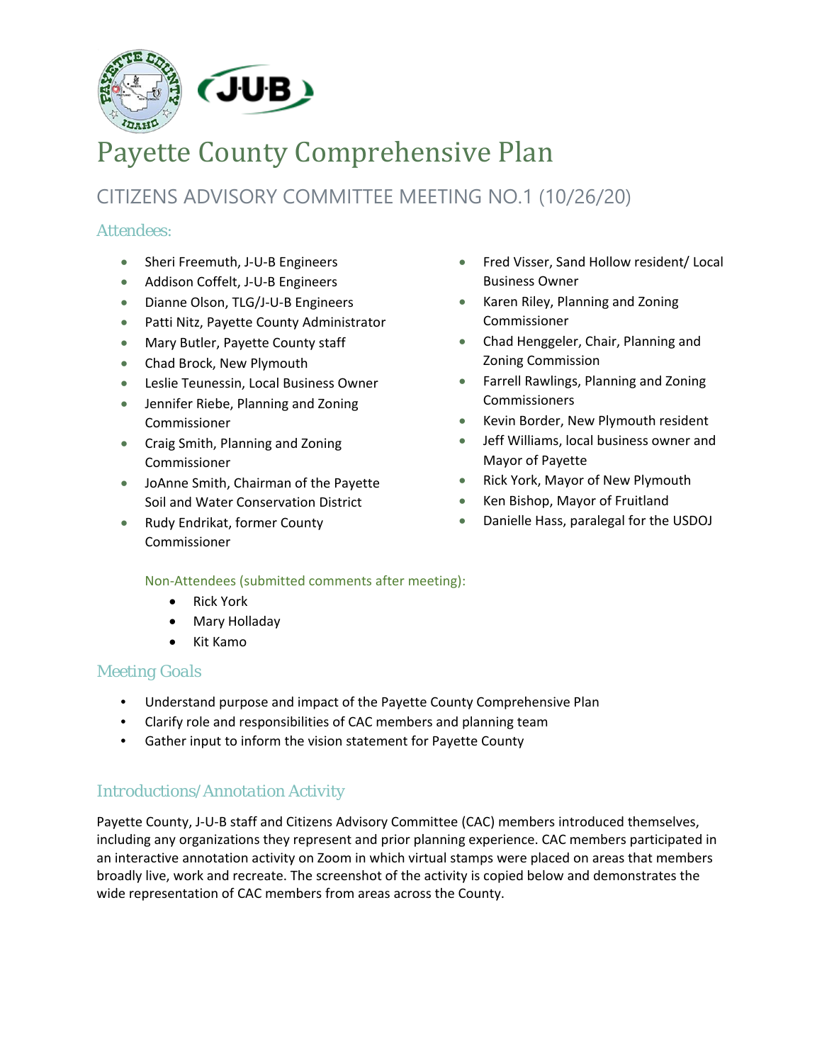# Payette County Comprehensive Plan

## CITIZENS ADVISORY COMMITTEE MEETING NO.1 (10/26/20)

### Attendees:

- Sheri Freemuth, J-U-B Engineers
- Addison Coffelt, J-U-B Engineers
- Dianne Olson, TLG/J-U-B Engineers
- Patti Nitz, Payette County Administrator
- Mary Butler, Payette County staff
- Chad Brock, New Plymouth
- Leslie Teunessin, Local Business Owner
- Jennifer Riebe, Planning and Zoning Commissioner
- Craig Smith, Planning and Zoning Commissioner
- JoAnne Smith, Chairman of the Payette Soil and Water Conservation District
- Rudy Endrikat, former County Commissioner
- Fred Visser, Sand Hollow resident/ Local Business Owner
- Karen Riley, Planning and Zoning Commissioner
- Chad Henggeler, Chair, Planning and Zoning Commission
- Farrell Rawlings, Planning and Zoning Commissioners
- Kevin Border, New Plymouth resident
- Jeff Williams, local business owner and Mayor of Payette
- Rick York, Mayor of New Plymouth
- Ken Bishop, Mayor of Fruitland
- Danielle Hass, paralegal for the USDOJ

Non-Attendees (submitted comments after meeting):

- Rick York
- Mary Holladay
- Kit Kamo

### Meeting Goals

- Understand purpose and impact of the Payette County Comprehensive Plan
- Clarify role and responsibilities of CAC members and planning team
- Gather input to inform the vision statement for Payette County

### Introductions/Annotation Activity

Payette County, J-U-B staff and Citizens Advisory Committee (CAC) members introduced themselves, including any organizations they represent and prior planning experience. CAC members participated in an interactive annotation activity on Zoom in which virtual stamps were placed on areas that members broadly live, work and recreate. The screenshot of the activity is copied below and demonstrates the wide representation of CAC members from areas across the County.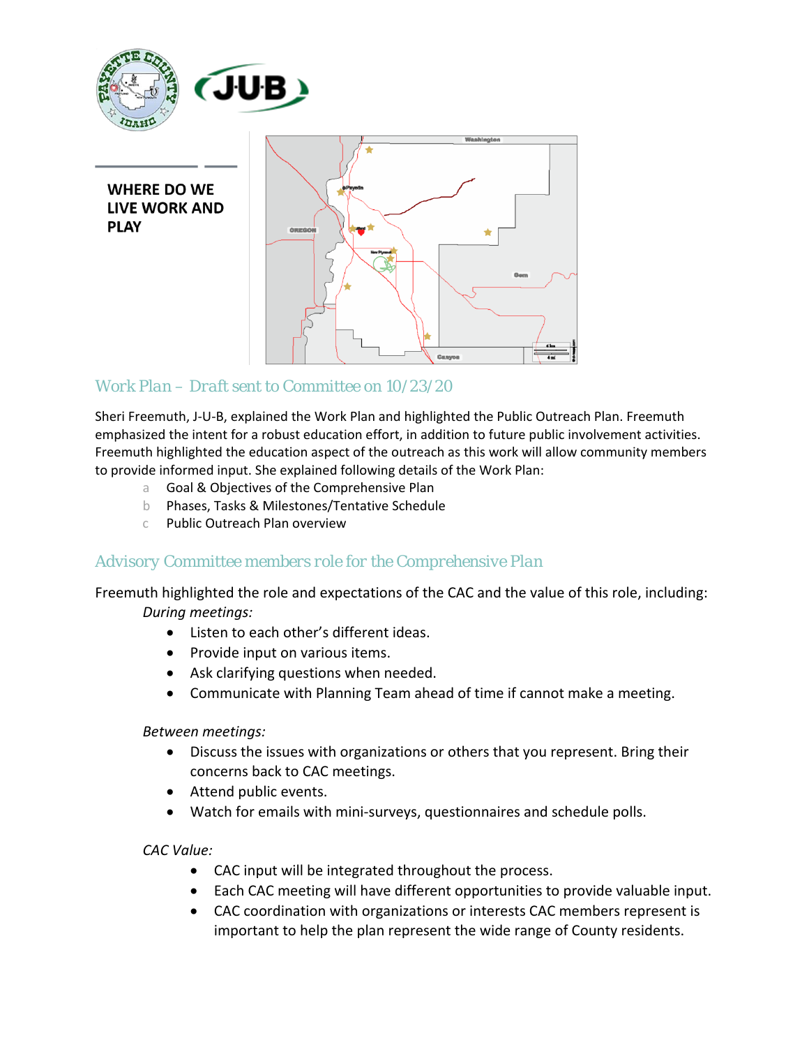**WHERE DO WE LIVE WORK AND PLAY**

## Work Plan – Draft sent to Committee on 10/23/20

Sheri Freemuth, J-U-B, explained the Work Plan and highlighted the Public Outreach Plan. Freemuth emphasized the intent for a robust education effort, in addition to future public involvement activities. Freemuth highlighted the education aspect of the outreach as this work will allow community members to provide informed input. She explained following details of the Work Plan:

a. Goal & Objectives of the Comprehensive Plan
b. Phases, Tasks & Milestones/Tentative Schedule
c. Public Outreach Plan overview

## Advisory Committee members role for the Comprehensive Plan

Freemuth highlighted the role and expectations of the CAC and the value of this role, including:

*During meetings:*

- Listen to each other's different ideas.
- Provide input on various items.
- Ask clarifying questions when needed.
- Communicate with Planning Team ahead of time if cannot make a meeting.

*Between meetings:*

- Discuss the issues with organizations or others that you represent. Bring their concerns back to CAC meetings.
- Attend public events.
- Watch for emails with mini-surveys, questionnaires and schedule polls.

*CAC Value:*

- CAC input will be integrated throughout the process.
- Each CAC meeting will have different opportunities to provide valuable input.
- CAC coordination with organizations or interests CAC members represent is important to help the plan represent the wide range of County residents.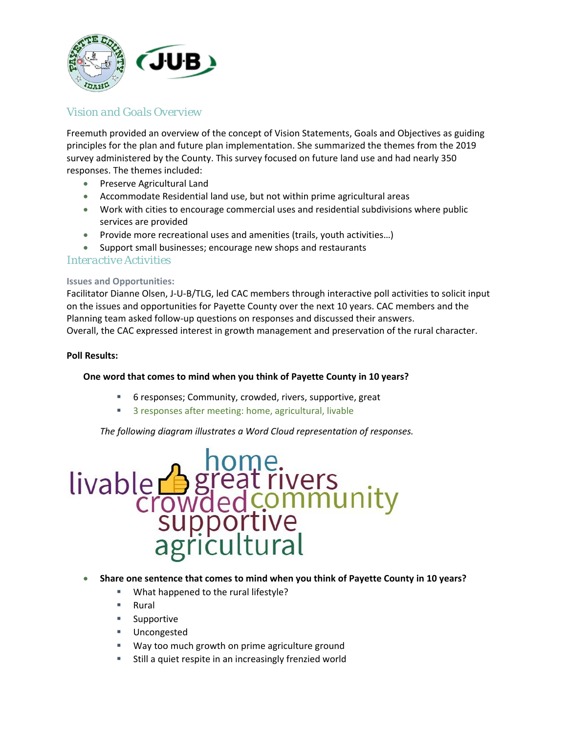## Vision and Goals Overview

Freemuth provided an overview of the concept of Vision Statements, Goals and Objectives as guiding principles for the plan and future plan implementation. She summarized the themes from the 2019 survey administered by the County. This survey focused on future land use and had nearly 350 responses. The themes included:

- Preserve Agricultural Land
- Accommodate Residential land use, but not within prime agricultural areas
- Work with cities to encourage commercial uses and residential subdivisions where public services are provided
- Provide more recreational uses and amenities (trails, youth activities…)
- Support small businesses; encourage new shops and restaurants

## Interactive Activities

### Issues and Opportunities:

Facilitator Dianne Olsen, J-U-B/TLG, led CAC members through interactive poll activities to solicit input on the issues and opportunities for Payette County over the next 10 years. CAC members and the Planning team asked follow-up questions on responses and discussed their answers.
Overall, the CAC expressed interest in growth management and preservation of the rural character.

**Poll Results:**

**One word that comes to mind when you think of Payette County in 10 years?**

- 6 responses; Community, crowded, rivers, supportive, great
- 3 responses after meeting: home, agricultural, livable

*The following diagram illustrates a Word Cloud representation of responses.*

- **Share one sentence that comes to mind when you think of Payette County in 10 years?**
  - What happened to the rural lifestyle?
  - Rural
  - Supportive
  - Uncongested
  - Way too much growth on prime agriculture ground
  - Still a quiet respite in an increasingly frenzied world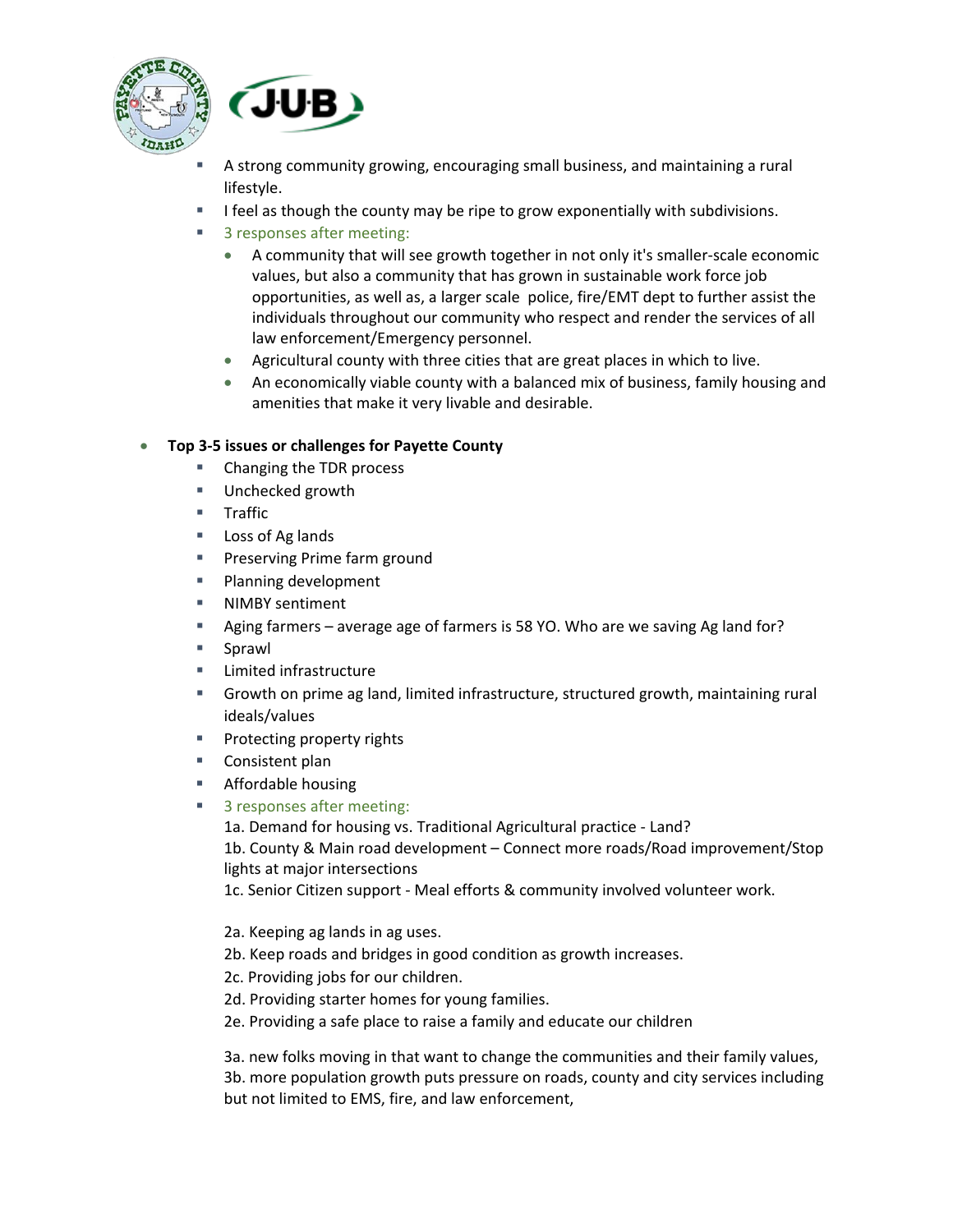- A strong community growing, encouraging small business, and maintaining a rural lifestyle.
  - I feel as though the county may be ripe to grow exponentially with subdivisions.
  - 3 responses after meeting:
    - A community that will see growth together in not only it's smaller-scale economic values, but also a community that has grown in sustainable work force job opportunities, as well as, a larger scale police, fire/EMT dept to further assist the individuals throughout our community who respect and render the services of all law enforcement/Emergency personnel.
    - Agricultural county with three cities that are great places in which to live.
    - An economically viable county with a balanced mix of business, family housing and amenities that make it very livable and desirable.

- **Top 3-5 issues or challenges for Payette County**
  - Changing the TDR process
  - Unchecked growth
  - Traffic
  - Loss of Ag lands
  - Preserving Prime farm ground
  - Planning development
  - NIMBY sentiment
  - Aging farmers – average age of farmers is 58 YO. Who are we saving Ag land for?
  - Sprawl
  - Limited infrastructure
  - Growth on prime ag land, limited infrastructure, structured growth, maintaining rural ideals/values
  - Protecting property rights
  - Consistent plan
  - Affordable housing
  - 3 responses after meeting:

    1a. Demand for housing vs. Traditional Agricultural practice - Land?
    1b. County & Main road development – Connect more roads/Road improvement/Stop lights at major intersections
    1c. Senior Citizen support - Meal efforts & community involved volunteer work.

    2a. Keeping ag lands in ag uses.
    2b. Keep roads and bridges in good condition as growth increases.
    2c. Providing jobs for our children.
    2d. Providing starter homes for young families.
    2e. Providing a safe place to raise a family and educate our children

    3a. new folks moving in that want to change the communities and their family values,
    3b. more population growth puts pressure on roads, county and city services including but not limited to EMS, fire, and law enforcement,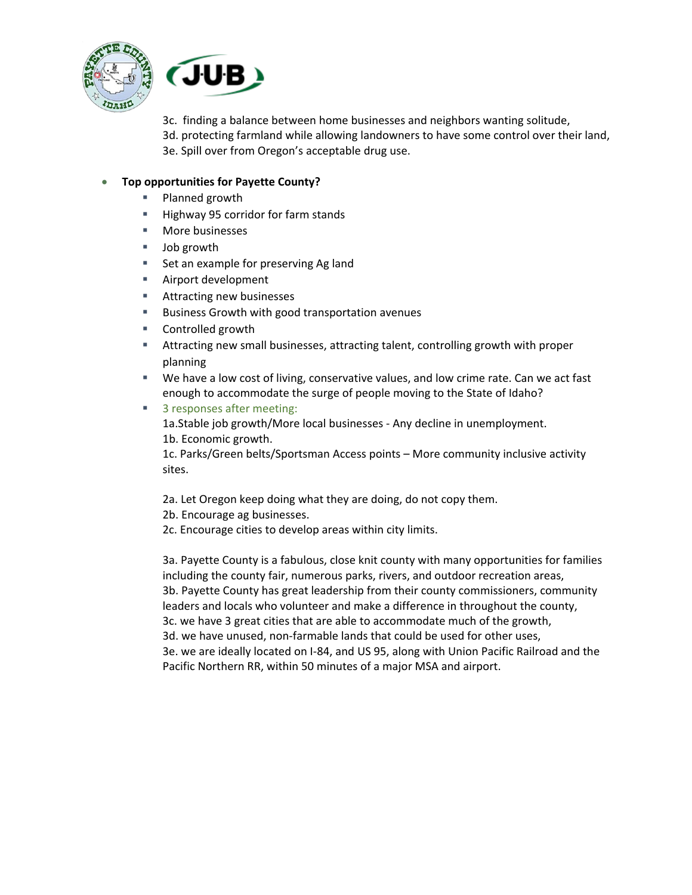3c. finding a balance between home businesses and neighbors wanting solitude,
3d. protecting farmland while allowing landowners to have some control over their land,
3e. Spill over from Oregon's acceptable drug use.

- **Top opportunities for Payette County?**
  - Planned growth
  - Highway 95 corridor for farm stands
  - More businesses
  - Job growth
  - Set an example for preserving Ag land
  - Airport development
  - Attracting new businesses
  - Business Growth with good transportation avenues
  - Controlled growth
  - Attracting new small businesses, attracting talent, controlling growth with proper planning
  - We have a low cost of living, conservative values, and low crime rate. Can we act fast enough to accommodate the surge of people moving to the State of Idaho?
  - 3 responses after meeting:

    1a.Stable job growth/More local businesses - Any decline in unemployment.
    1b. Economic growth.
    1c. Parks/Green belts/Sportsman Access points – More community inclusive activity sites.

    2a. Let Oregon keep doing what they are doing, do not copy them.
    2b. Encourage ag businesses.
    2c. Encourage cities to develop areas within city limits.

    3a. Payette County is a fabulous, close knit county with many opportunities for families including the county fair, numerous parks, rivers, and outdoor recreation areas,
    3b. Payette County has great leadership from their county commissioners, community leaders and locals who volunteer and make a difference in throughout the county,
    3c. we have 3 great cities that are able to accommodate much of the growth,
    3d. we have unused, non-farmable lands that could be used for other uses,
    3e. we are ideally located on I-84, and US 95, along with Union Pacific Railroad and the Pacific Northern RR, within 50 minutes of a major MSA and airport.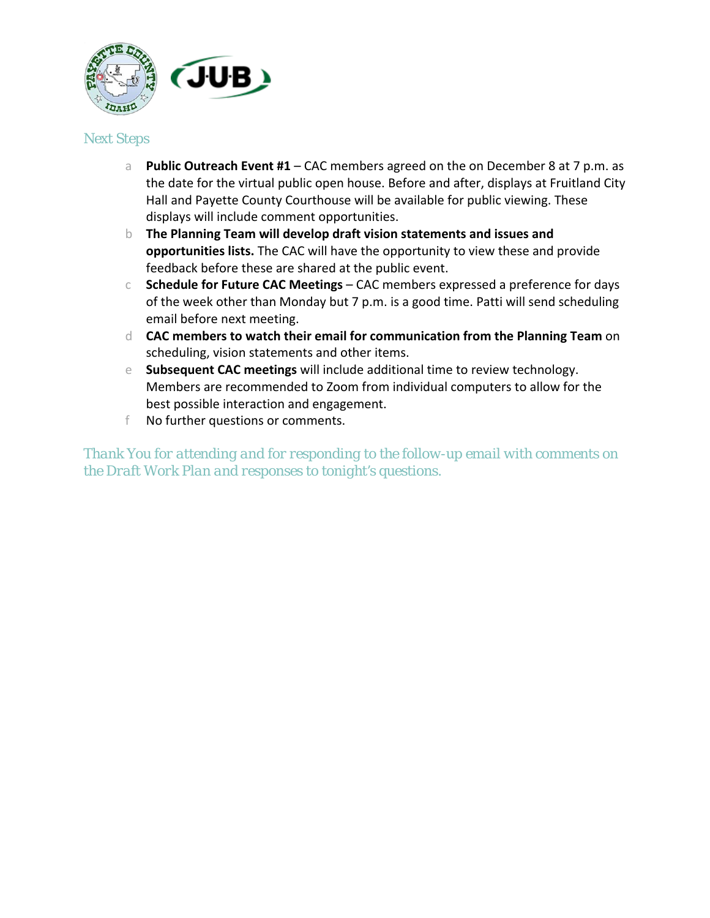## Next Steps

a. **Public Outreach Event #1** – CAC members agreed on the on December 8 at 7 p.m. as the date for the virtual public open house. Before and after, displays at Fruitland City Hall and Payette County Courthouse will be available for public viewing. These displays will include comment opportunities.
b. **The Planning Team will develop draft vision statements and issues and opportunities lists.** The CAC will have the opportunity to view these and provide feedback before these are shared at the public event.
c. **Schedule for Future CAC Meetings** – CAC members expressed a preference for days of the week other than Monday but 7 p.m. is a good time. Patti will send scheduling email before next meeting.
d. **CAC members to watch their email for communication from the Planning Team** on scheduling, vision statements and other items.
e. **Subsequent CAC meetings** will include additional time to review technology. Members are recommended to Zoom from individual computers to allow for the best possible interaction and engagement.
f. No further questions or comments.

*Thank You for attending and for responding to the follow-up email with comments on the Draft Work Plan and responses to tonight's questions.*